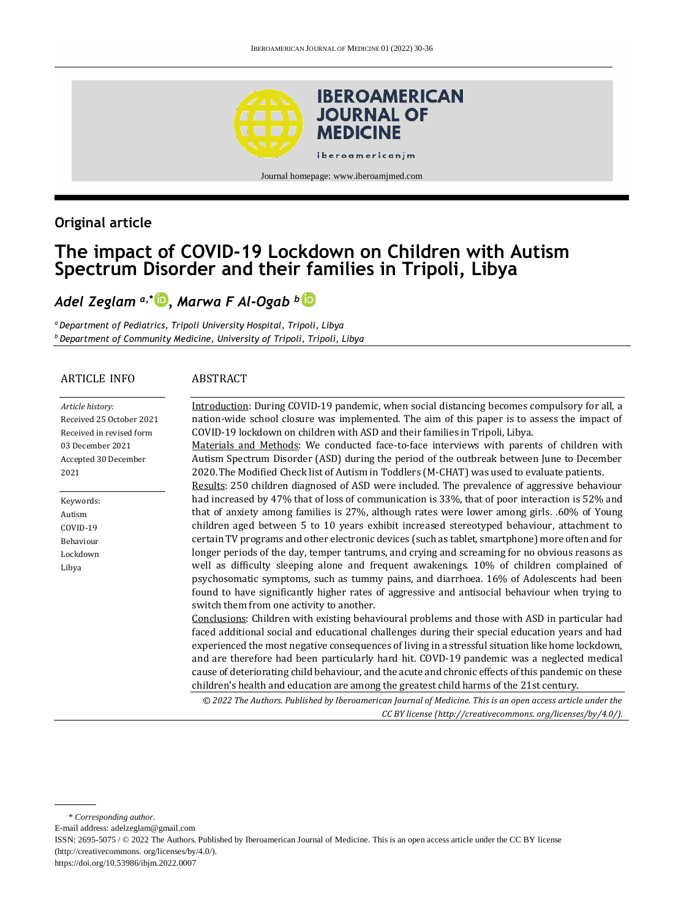## Original article

# The impact of COVID-19 Lockdown on Children with Autism Spectrum Disorder and their families in Tripoli, Libya

*Adel Zeglam* [a,*], *Marwa F Al-Ogab* [b]

[a] *Department of Pediatrics, Tripoli University Hospital, Tripoli, Libya*
[b] *Department of Community Medicine, University of Tripoli, Tripoli, Libya*

### ARTICLE INFO

*Article history:*
Received 25 October 2021
Received in revised form 03 December 2021
Accepted 30 December 2021

Keywords:
Autism
COVID-19
Behaviour
Lockdown
Libya

### ABSTRACT

Introduction: During COVID-19 pandemic, when social distancing becomes compulsory for all, a nation-wide school closure was implemented. The aim of this paper is to assess the impact of COVID-19 lockdown on children with ASD and their families in Tripoli, Libya.

Materials and Methods: We conducted face-to-face interviews with parents of children with Autism Spectrum Disorder (ASD) during the period of the outbreak between June to December 2020. The Modified Check list of Autism in Toddlers (M-CHAT) was used to evaluate patients.

Results: 250 children diagnosed of ASD were included. The prevalence of aggressive behaviour had increased by 47% that of loss of communication is 33%, that of poor interaction is 52% and that of anxiety among families is 27%, although rates were lower among girls. .60% of Young children aged between 5 to 10 years exhibit increased stereotyped behaviour, attachment to certain TV programs and other electronic devices (such as tablet, smartphone) more often and for longer periods of the day, temper tantrums, and crying and screaming for no obvious reasons as well as difficulty sleeping alone and frequent awakenings. 10% of children complained of psychosomatic symptoms, such as tummy pains, and diarrhoea. 16% of Adolescents had been found to have significantly higher rates of aggressive and antisocial behaviour when trying to switch them from one activity to another.

Conclusions: Children with existing behavioural problems and those with ASD in particular had faced additional social and educational challenges during their special education years and had experienced the most negative consequences of living in a stressful situation like home lockdown, and are therefore had been particularly hard hit. COVD-19 pandemic was a neglected medical cause of deteriorating child behaviour, and the acute and chronic effects of this pandemic on these children's health and education are among the greatest child harms of the 21st century.

*© 2022 The Authors. Published by Iberoamerican Journal of Medicine. This is an open access article under the CC BY license (http://creativecommons. org/licenses/by/4.0/).*

---

\* *Corresponding author.*
E-mail address: adelzeglam@gmail.com
ISSN: 2695-5075 / © 2022 The Authors. Published by Iberoamerican Journal of Medicine. This is an open access article under the CC BY license (http://creativecommons. org/licenses/by/4.0/).
https://doi.org/10.53986/ibjm.2022.0007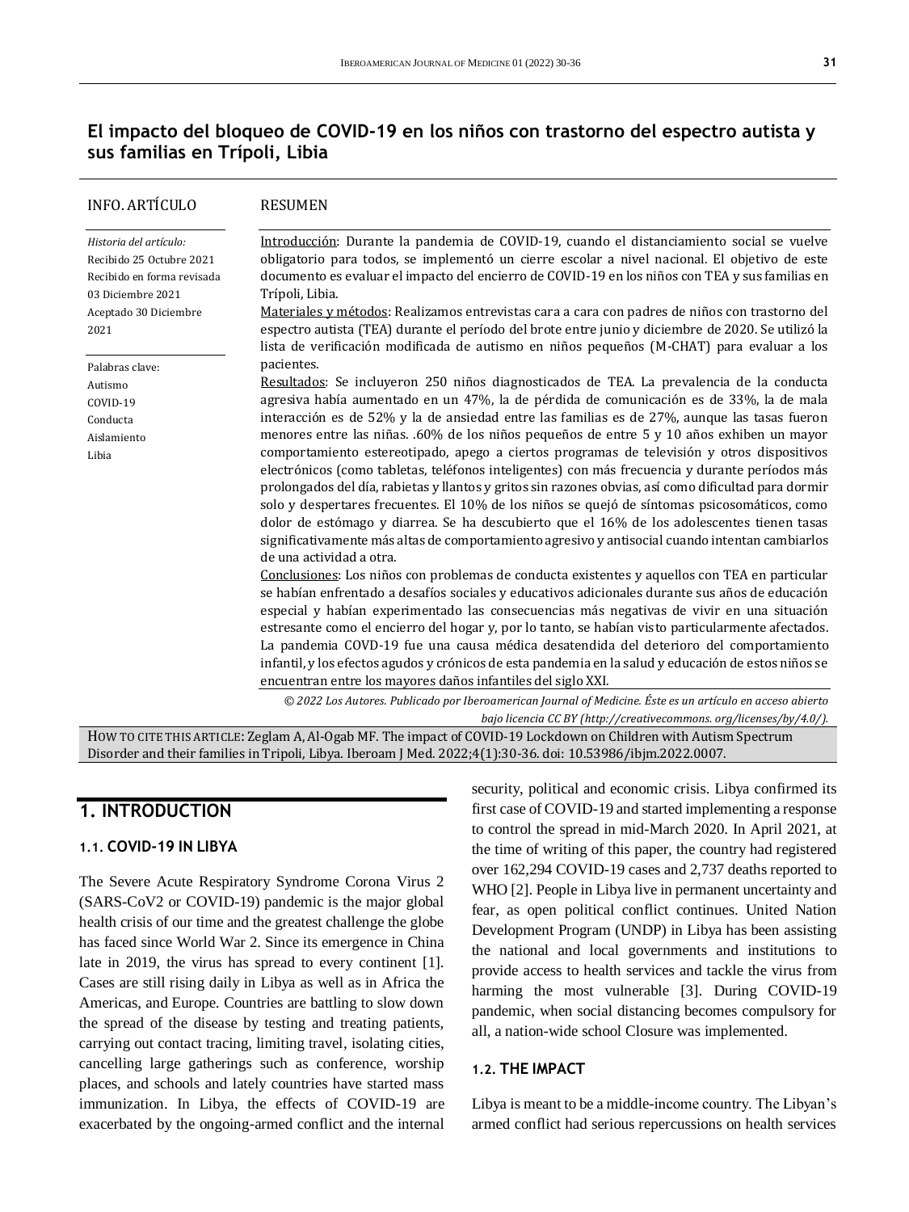## El impacto del bloqueo de COVID-19 en los niños con trastorno del espectro autista y sus familias en Trípoli, Libia

**INFO. ARTÍCULO**

*Historia del artículo:*
Recibido 25 Octubre 2021
Recibido en forma revisada 03 Diciembre 2021
Aceptado 30 Diciembre 2021

Palabras clave:
Autismo
COVID-19
Conducta
Aislamiento
Libia

**RESUMEN**

Introducción: Durante la pandemia de COVID-19, cuando el distanciamiento social se vuelve obligatorio para todos, se implementó un cierre escolar a nivel nacional. El objetivo de este documento es evaluar el impacto del encierro de COVID-19 en los niños con TEA y sus familias en Trípoli, Libia.

Materiales y métodos: Realizamos entrevistas cara a cara con padres de niños con trastorno del espectro autista (TEA) durante el período del brote entre junio y diciembre de 2020. Se utilizó la lista de verificación modificada de autismo en niños pequeños (M-CHAT) para evaluar a los pacientes.

Resultados: Se incluyeron 250 niños diagnosticados de TEA. La prevalencia de la conducta agresiva había aumentado en un 47%, la de pérdida de comunicación es de 33%, la de mala interacción es de 52% y la de ansiedad entre las familias es de 27%, aunque las tasas fueron menores entre las niñas. .60% de los niños pequeños de entre 5 y 10 años exhiben un mayor comportamiento estereotipado, apego a ciertos programas de televisión y otros dispositivos electrónicos (como tabletas, teléfonos inteligentes) con más frecuencia y durante períodos más prolongados del día, rabietas y llantos y gritos sin razones obvias, así como dificultad para dormir solo y despertares frecuentes. El 10% de los niños se quejó de síntomas psicosomáticos, como dolor de estómago y diarrea. Se ha descubierto que el 16% de los adolescentes tienen tasas significativamente más altas de comportamiento agresivo y antisocial cuando intentan cambiarlos de una actividad a otra.

Conclusiones: Los niños con problemas de conducta existentes y aquellos con TEA en particular se habían enfrentado a desafíos sociales y educativos adicionales durante sus años de educación especial y habían experimentado las consecuencias más negativas de vivir en una situación estresante como el encierro del hogar y, por lo tanto, se habían visto particularmente afectados. La pandemia COVID-19 fue una causa médica desatendida del deterioro del comportamiento infantil, y los efectos agudos y crónicos de esta pandemia en la salud y educación de estos niños se encuentran entre los mayores daños infantiles del siglo XXI.

*© 2022 Los Autores. Publicado por Iberoamerican Journal of Medicine. Éste es un artículo en acceso abierto bajo licencia CC BY (http://creativecommons. org/licenses/by/4.0/).*

HOW TO CITE THIS ARTICLE: Zeglam A, Al-Ogab MF. The impact of COVID-19 Lockdown on Children with Autism Spectrum Disorder and their families in Tripoli, Libya. Iberoam J Med. 2022;4(1):30-36. doi: 10.53986/ibjm.2022.0007.

# 1. INTRODUCTION

### 1.1. COVID-19 IN LIBYA

The Severe Acute Respiratory Syndrome Corona Virus 2 (SARS-CoV2 or COVID-19) pandemic is the major global health crisis of our time and the greatest challenge the globe has faced since World War 2. Since its emergence in China late in 2019, the virus has spread to every continent [1]. Cases are still rising daily in Libya as well as in Africa the Americas, and Europe. Countries are battling to slow down the spread of the disease by testing and treating patients, carrying out contact tracing, limiting travel, isolating cities, cancelling large gatherings such as conference, worship places, and schools and lately countries have started mass immunization. In Libya, the effects of COVID-19 are exacerbated by the ongoing-armed conflict and the internal security, political and economic crisis. Libya confirmed its first case of COVID-19 and started implementing a response to control the spread in mid-March 2020. In April 2021, at the time of writing of this paper, the country had registered over 162,294 COVID-19 cases and 2,737 deaths reported to WHO [2]. People in Libya live in permanent uncertainty and fear, as open political conflict continues. United Nation Development Program (UNDP) in Libya has been assisting the national and local governments and institutions to provide access to health services and tackle the virus from harming the most vulnerable [3]. During COVID-19 pandemic, when social distancing becomes compulsory for all, a nation-wide school Closure was implemented.

### 1.2. THE IMPACT

Libya is meant to be a middle-income country. The Libyan's armed conflict had serious repercussions on health services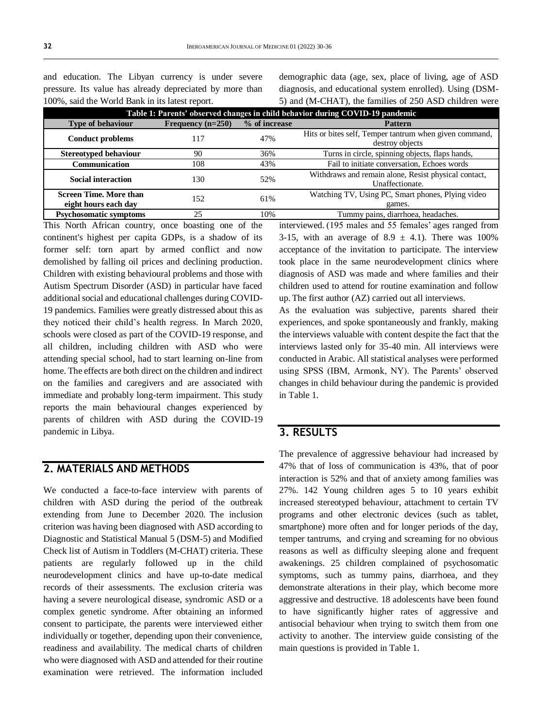and education. The Libyan currency is under severe pressure. Its value has already depreciated by more than 100%, said the World Bank in its latest report.

This North African country, once boasting one of the continent's highest per capita GDPs, is a shadow of its former self: torn apart by armed conflict and now demolished by falling oil prices and declining production. Children with existing behavioural problems and those with Autism Spectrum Disorder (ASD) in particular have faced additional social and educational challenges during COVID-19 pandemics. Families were greatly distressed about this as they noticed their child's health regress. In March 2020, schools were closed as part of the COVID-19 response, and all children, including children with ASD who were attending special school, had to start learning on-line from home. The effects are both direct on the children and indirect on the families and caregivers and are associated with immediate and probably long-term impairment. This study reports the main behavioural changes experienced by parents of children with ASD during the COVID-19 pandemic in Libya.

## 2. MATERIALS AND METHODS

We conducted a face-to-face interview with parents of children with ASD during the period of the outbreak extending from June to December 2020. The inclusion criterion was having been diagnosed with ASD according to Diagnostic and Statistical Manual 5 (DSM-5) and Modified Check list of Autism in Toddlers (M-CHAT) criteria. These patients are regularly followed up in the child neurodevelopment clinics and have up-to-date medical records of their assessments. The exclusion criteria was having a severe neurological disease, syndromic ASD or a complex genetic syndrome. After obtaining an informed consent to participate, the parents were interviewed either individually or together, depending upon their convenience, readiness and availability. The medical charts of children who were diagnosed with ASD and attended for their routine examination were retrieved. The information included demographic data (age, sex, place of living, age of ASD diagnosis, and educational system enrolled). Using (DSM-5) and (M-CHAT), the families of 250 ASD children were interviewed. (195 males and 55 females' ages ranged from 3-15, with an average of $8.9 \pm 4.1$). There was 100% acceptance of the invitation to participate. The interview took place in the same neurodevelopment clinics where diagnosis of ASD was made and where families and their children used to attend for routine examination and follow up. The first author (AZ) carried out all interviews.

As the evaluation was subjective, parents shared their experiences, and spoke spontaneously and frankly, making the interviews valuable with content despite the fact that the interviews lasted only for 35-40 min. All interviews were conducted in Arabic. All statistical analyses were performed using SPSS (IBM, Armonk, NY). The Parents' observed changes in child behaviour during the pandemic is provided in Table 1.

**Table 1: Parents' observed changes in child behavior during COVID-19 pandemic**

| Type of behaviour | Frequency (n=250) | % of increase | Pattern |
|---|---|---|---|
| **Conduct problems** | 117 | 47% | Hits or bites self, Temper tantrum when given command, destroy objects |
| **Stereotyped behaviour** | 90 | 36% | Turns in circle, spinning objects, flaps hands, |
| **Communication** | 108 | 43% | Fail to initiate conversation, Echoes words |
| **Social interaction** | 130 | 52% | Withdraws and remain alone, Resist physical contact, Unaffectionate. |
| **Screen Time. More than eight hours each day** | 152 | 61% | Watching TV, Using PC, Smart phones, Plying video games. |
| **Psychosomatic symptoms** | 25 | 10% | Tummy pains, diarrhoea, headaches. |

## 3. RESULTS

The prevalence of aggressive behaviour had increased by 47% that of loss of communication is 43%, that of poor interaction is 52% and that of anxiety among families was 27%. 142 Young children ages 5 to 10 years exhibit increased stereotyped behaviour, attachment to certain TV programs and other electronic devices (such as tablet, smartphone) more often and for longer periods of the day, temper tantrums, and crying and screaming for no obvious reasons as well as difficulty sleeping alone and frequent awakenings. 25 children complained of psychosomatic symptoms, such as tummy pains, diarrhoea, and they demonstrate alterations in their play, which become more aggressive and destructive. 18 adolescents have been found to have significantly higher rates of aggressive and antisocial behaviour when trying to switch them from one activity to another. The interview guide consisting of the main questions is provided in Table 1.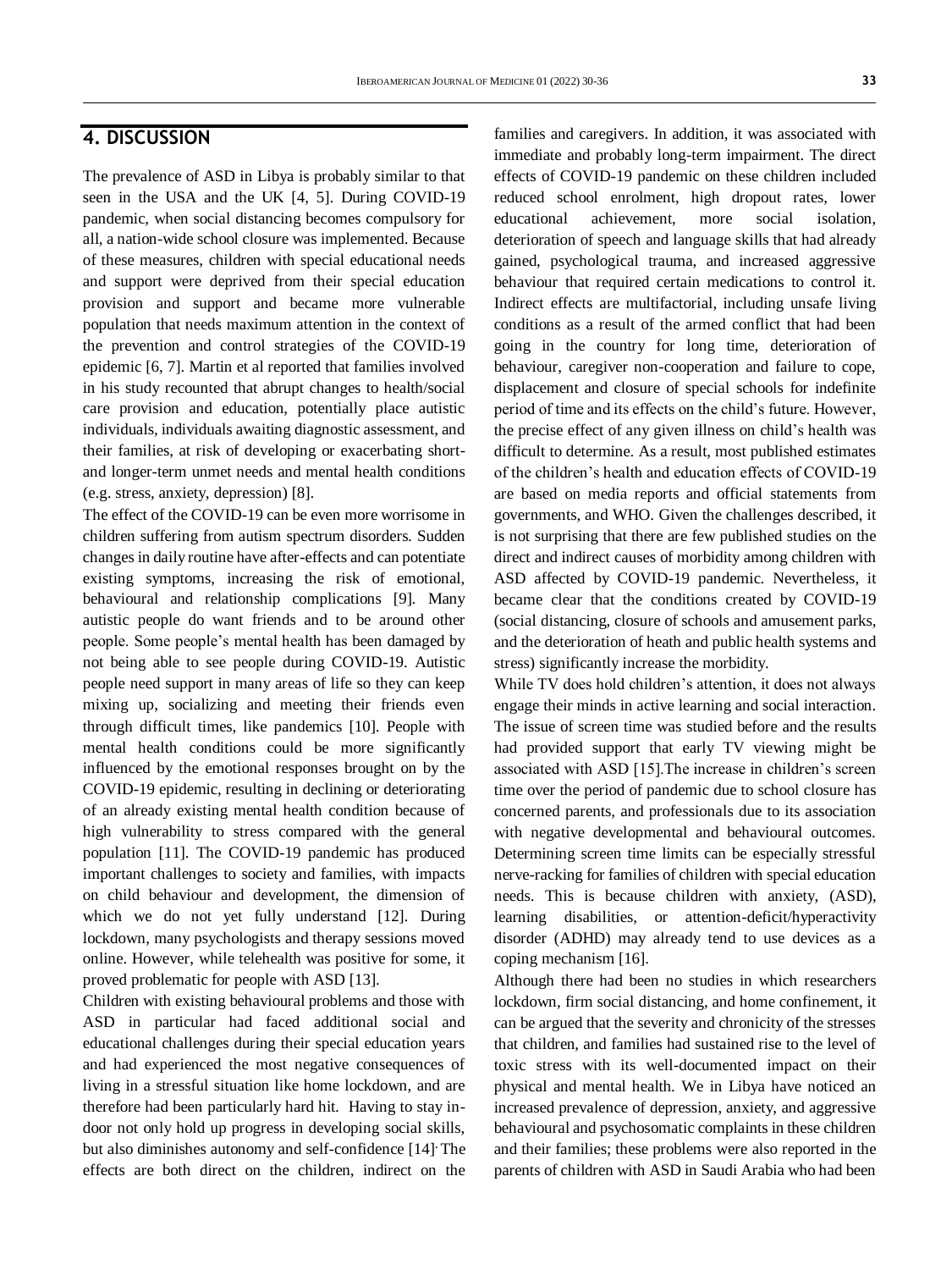## 4. DISCUSSION

The prevalence of ASD in Libya is probably similar to that seen in the USA and the UK [4, 5]. During COVID-19 pandemic, when social distancing becomes compulsory for all, a nation-wide school closure was implemented. Because of these measures, children with special educational needs and support were deprived from their special education provision and support and became more vulnerable population that needs maximum attention in the context of the prevention and control strategies of the COVID-19 epidemic [6, 7]. Martin et al reported that families involved in his study recounted that abrupt changes to health/social care provision and education, potentially place autistic individuals, individuals awaiting diagnostic assessment, and their families, at risk of developing or exacerbating short- and longer-term unmet needs and mental health conditions (e.g. stress, anxiety, depression) [8].

The effect of the COVID-19 can be even more worrisome in children suffering from autism spectrum disorders. Sudden changes in daily routine have after-effects and can potentiate existing symptoms, increasing the risk of emotional, behavioural and relationship complications [9]. Many autistic people do want friends and to be around other people. Some people's mental health has been damaged by not being able to see people during COVID-19. Autistic people need support in many areas of life so they can keep mixing up, socializing and meeting their friends even through difficult times, like pandemics [10]. People with mental health conditions could be more significantly influenced by the emotional responses brought on by the COVID-19 epidemic, resulting in declining or deteriorating of an already existing mental health condition because of high vulnerability to stress compared with the general population [11]. The COVID-19 pandemic has produced important challenges to society and families, with impacts on child behaviour and development, the dimension of which we do not yet fully understand [12]. During lockdown, many psychologists and therapy sessions moved online. However, while telehealth was positive for some, it proved problematic for people with ASD [13].

Children with existing behavioural problems and those with ASD in particular had faced additional social and educational challenges during their special education years and had experienced the most negative consequences of living in a stressful situation like home lockdown, and are therefore had been particularly hard hit. Having to stay in-door not only hold up progress in developing social skills, but also diminishes autonomy and self-confidence [14]. The effects are both direct on the children, indirect on the families and caregivers. In addition, it was associated with immediate and probably long-term impairment. The direct effects of COVID-19 pandemic on these children included reduced school enrolment, high dropout rates, lower educational achievement, more social isolation, deterioration of speech and language skills that had already gained, psychological trauma, and increased aggressive behaviour that required certain medications to control it. Indirect effects are multifactorial, including unsafe living conditions as a result of the armed conflict that had been going in the country for long time, deterioration of behaviour, caregiver non-cooperation and failure to cope, displacement and closure of special schools for indefinite period of time and its effects on the child's future. However, the precise effect of any given illness on child's health was difficult to determine. As a result, most published estimates of the children's health and education effects of COVID-19 are based on media reports and official statements from governments, and WHO. Given the challenges described, it is not surprising that there are few published studies on the direct and indirect causes of morbidity among children with ASD affected by COVID-19 pandemic. Nevertheless, it became clear that the conditions created by COVID-19 (social distancing, closure of schools and amusement parks, and the deterioration of heath and public health systems and stress) significantly increase the morbidity.

While TV does hold children's attention, it does not always engage their minds in active learning and social interaction. The issue of screen time was studied before and the results had provided support that early TV viewing might be associated with ASD [15].The increase in children's screen time over the period of pandemic due to school closure has concerned parents, and professionals due to its association with negative developmental and behavioural outcomes. Determining screen time limits can be especially stressful nerve-racking for families of children with special education needs. This is because children with anxiety, (ASD), learning disabilities, or attention-deficit/hyperactivity disorder (ADHD) may already tend to use devices as a coping mechanism [16].

Although there had been no studies in which researchers lockdown, firm social distancing, and home confinement, it can be argued that the severity and chronicity of the stresses that children, and families had sustained rise to the level of toxic stress with its well-documented impact on their physical and mental health. We in Libya have noticed an increased prevalence of depression, anxiety, and aggressive behavioural and psychosomatic complaints in these children and their families; these problems were also reported in the parents of children with ASD in Saudi Arabia who had been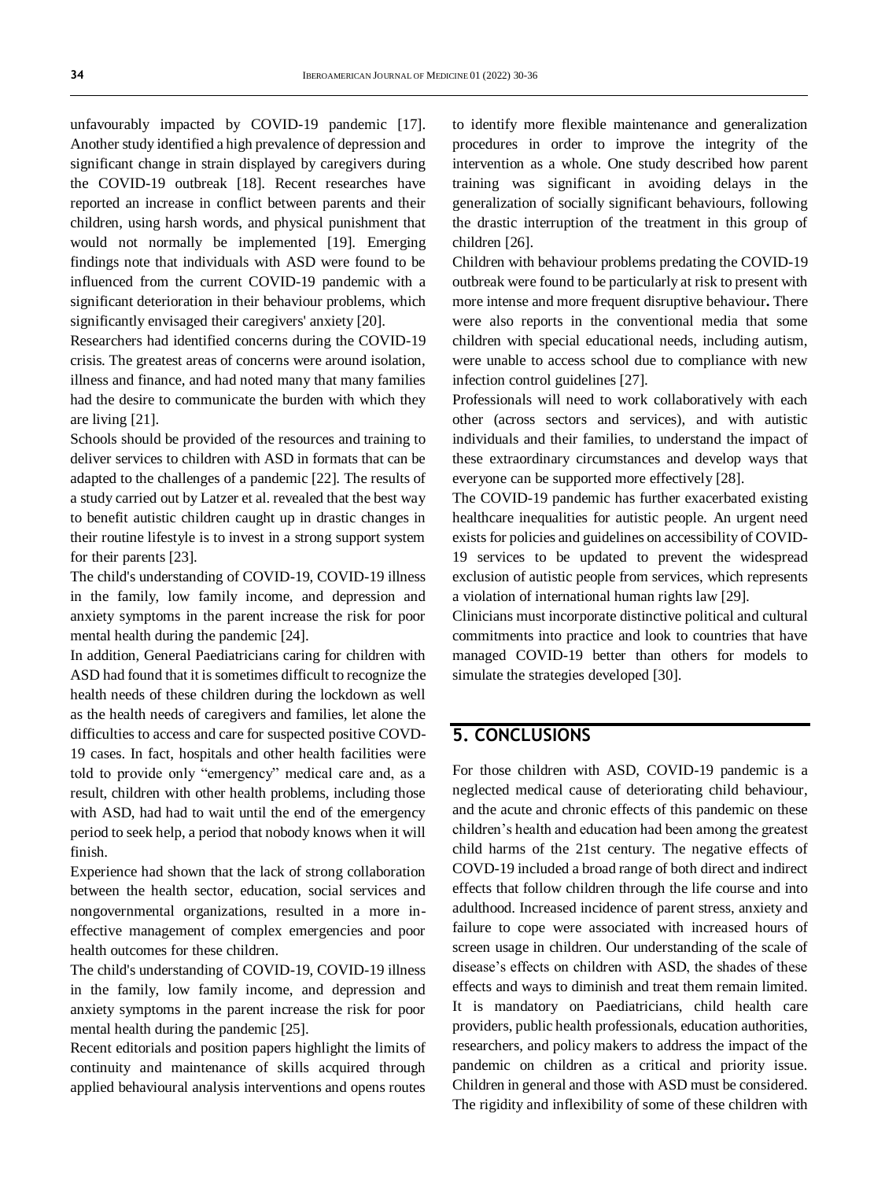unfavourably impacted by COVID-19 pandemic [17]. Another study identified a high prevalence of depression and significant change in strain displayed by caregivers during the COVID-19 outbreak [18]. Recent researches have reported an increase in conflict between parents and their children, using harsh words, and physical punishment that would not normally be implemented [19]. Emerging findings note that individuals with ASD were found to be influenced from the current COVID-19 pandemic with a significant deterioration in their behaviour problems, which significantly envisaged their caregivers' anxiety [20].

Researchers had identified concerns during the COVID-19 crisis. The greatest areas of concerns were around isolation, illness and finance, and had noted many that many families had the desire to communicate the burden with which they are living [21].

Schools should be provided of the resources and training to deliver services to children with ASD in formats that can be adapted to the challenges of a pandemic [22]. The results of a study carried out by Latzer et al. revealed that the best way to benefit autistic children caught up in drastic changes in their routine lifestyle is to invest in a strong support system for their parents [23].

The child's understanding of COVID-19, COVID-19 illness in the family, low family income, and depression and anxiety symptoms in the parent increase the risk for poor mental health during the pandemic [24].

In addition, General Paediatricians caring for children with ASD had found that it is sometimes difficult to recognize the health needs of these children during the lockdown as well as the health needs of caregivers and families, let alone the difficulties to access and care for suspected positive COVD-19 cases. In fact, hospitals and other health facilities were told to provide only "emergency" medical care and, as a result, children with other health problems, including those with ASD, had had to wait until the end of the emergency period to seek help, a period that nobody knows when it will finish.

Experience had shown that the lack of strong collaboration between the health sector, education, social services and nongovernmental organizations, resulted in a more in-effective management of complex emergencies and poor health outcomes for these children.

The child's understanding of COVID-19, COVID-19 illness in the family, low family income, and depression and anxiety symptoms in the parent increase the risk for poor mental health during the pandemic [25].

Recent editorials and position papers highlight the limits of continuity and maintenance of skills acquired through applied behavioural analysis interventions and opens routes to identify more flexible maintenance and generalization procedures in order to improve the integrity of the intervention as a whole. One study described how parent training was significant in avoiding delays in the generalization of socially significant behaviours, following the drastic interruption of the treatment in this group of children [26].

Children with behaviour problems predating the COVID-19 outbreak were found to be particularly at risk to present with more intense and more frequent disruptive behaviour. There were also reports in the conventional media that some children with special educational needs, including autism, were unable to access school due to compliance with new infection control guidelines [27].

Professionals will need to work collaboratively with each other (across sectors and services), and with autistic individuals and their families, to understand the impact of these extraordinary circumstances and develop ways that everyone can be supported more effectively [28].

The COVID-19 pandemic has further exacerbated existing healthcare inequalities for autistic people. An urgent need exists for policies and guidelines on accessibility of COVID-19 services to be updated to prevent the widespread exclusion of autistic people from services, which represents a violation of international human rights law [29].

Clinicians must incorporate distinctive political and cultural commitments into practice and look to countries that have managed COVID-19 better than others for models to simulate the strategies developed [30].

## 5. CONCLUSIONS

For those children with ASD, COVID-19 pandemic is a neglected medical cause of deteriorating child behaviour, and the acute and chronic effects of this pandemic on these children's health and education had been among the greatest child harms of the 21st century. The negative effects of COVD-19 included a broad range of both direct and indirect effects that follow children through the life course and into adulthood. Increased incidence of parent stress, anxiety and failure to cope were associated with increased hours of screen usage in children. Our understanding of the scale of disease's effects on children with ASD, the shades of these effects and ways to diminish and treat them remain limited. It is mandatory on Paediatricians, child health care providers, public health professionals, education authorities, researchers, and policy makers to address the impact of the pandemic on children as a critical and priority issue. Children in general and those with ASD must be considered. The rigidity and inflexibility of some of these children with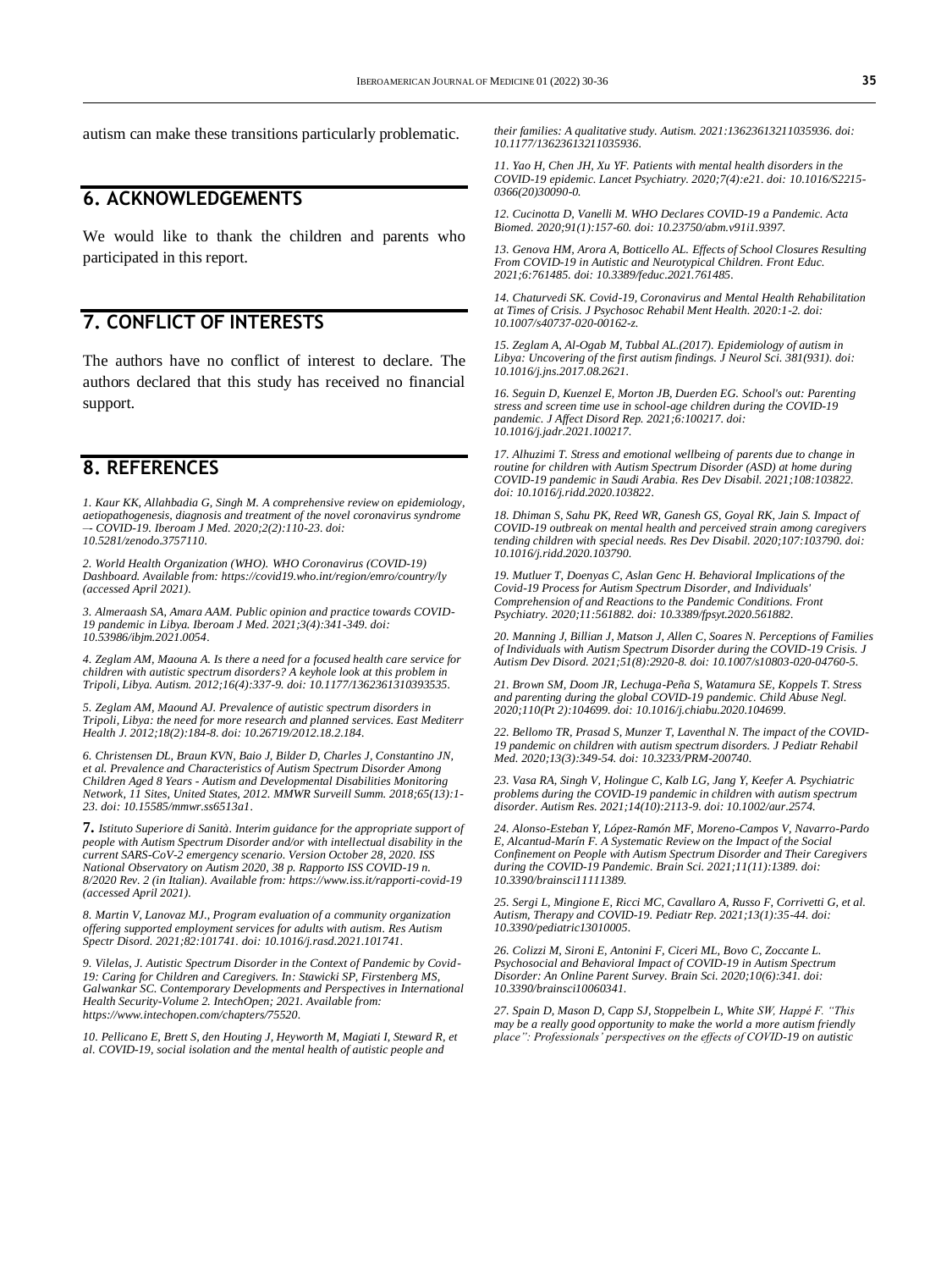autism can make these transitions particularly problematic.

## 6. ACKNOWLEDGEMENTS

We would like to thank the children and parents who participated in this report.

## 7. CONFLICT OF INTERESTS

The authors have no conflict of interest to declare. The authors declared that this study has received no financial support.

## 8. REFERENCES

*1. Kaur KK, Allahbadia G, Singh M. A comprehensive review on epidemiology, aetiopathogenesis, diagnosis and treatment of the novel coronavirus syndrome –- COVID-19. Iberoam J Med. 2020;2(2):110-23. doi: 10.5281/zenodo.3757110.*

*2. World Health Organization (WHO). WHO Coronavirus (COVID-19) Dashboard. Available from: https://covid19.who.int/region/emro/country/ly (accessed April 2021).*

*3. Almeraash SA, Amara AAM. Public opinion and practice towards COVID-19 pandemic in Libya. Iberoam J Med. 2021;3(4):341-349. doi: 10.53986/ibjm.2021.0054.*

*4. Zeglam AM, Maouna A. Is there a need for a focused health care service for children with autistic spectrum disorders? A keyhole look at this problem in Tripoli, Libya. Autism. 2012;16(4):337-9. doi: 10.1177/1362361310393535.*

*5. Zeglam AM, Maound AJ. Prevalence of autistic spectrum disorders in Tripoli, Libya: the need for more research and planned services. East Mediterr Health J. 2012;18(2):184-8. doi: 10.26719/2012.18.2.184.*

*6. Christensen DL, Braun KVN, Baio J, Bilder D, Charles J, Constantino JN, et al. Prevalence and Characteristics of Autism Spectrum Disorder Among Children Aged 8 Years - Autism and Developmental Disabilities Monitoring Network, 11 Sites, United States, 2012. MMWR Surveill Summ. 2018;65(13):1-23. doi: 10.15585/mmwr.ss6513a1.*

**7.** *Istituto Superiore di Sanità. Interim guidance for the appropriate support of people with Autism Spectrum Disorder and/or with intellectual disability in the current SARS-CoV-2 emergency scenario. Version October 28, 2020. ISS National Observatory on Autism 2020, 38 p. Rapporto ISS COVID-19 n. 8/2020 Rev. 2 (in Italian). Available from: https://www.iss.it/rapporti-covid-19 (accessed April 2021).*

*8. Martin V, Lanovaz MJ., Program evaluation of a community organization offering supported employment services for adults with autism. Res Autism Spectr Disord. 2021;82:101741. doi: 10.1016/j.rasd.2021.101741.*

*9. Vilelas, J. Autistic Spectrum Disorder in the Context of Pandemic by Covid-19: Caring for Children and Caregivers. In: Stawicki SP, Firstenberg MS, Galwankar SC. Contemporary Developments and Perspectives in International Health Security-Volume 2. IntechOpen; 2021. Available from: https://www.intechopen.com/chapters/75520.*

*10. Pellicano E, Brett S, den Houting J, Heyworth M, Magiati I, Steward R, et al. COVID-19, social isolation and the mental health of autistic people and their families: A qualitative study. Autism. 2021:13623613211035936. doi: 10.1177/13623613211035936.*

*11. Yao H, Chen JH, Xu YF. Patients with mental health disorders in the COVID-19 epidemic. Lancet Psychiatry. 2020;7(4):e21. doi: 10.1016/S2215-0366(20)30090-0.*

*12. Cucinotta D, Vanelli M. WHO Declares COVID-19 a Pandemic. Acta Biomed. 2020;91(1):157-60. doi: 10.23750/abm.v91i1.9397.*

*13. Genova HM, Arora A, Botticello AL. Effects of School Closures Resulting From COVID-19 in Autistic and Neurotypical Children. Front Educ. 2021;6:761485. doi: 10.3389/feduc.2021.761485.*

*14. Chaturvedi SK. Covid-19, Coronavirus and Mental Health Rehabilitation at Times of Crisis. J Psychosoc Rehabil Ment Health. 2020:1-2. doi: 10.1007/s40737-020-00162-z.*

*15. Zeglam A, Al-Ogab M, Tubbal AL.(2017). Epidemiology of autism in Libya: Uncovering of the first autism findings. J Neurol Sci. 381(931). doi: 10.1016/j.jns.2017.08.2621.*

*16. Seguin D, Kuenzel E, Morton JB, Duerden EG. School's out: Parenting stress and screen time use in school-age children during the COVID-19 pandemic. J Affect Disord Rep. 2021;6:100217. doi: 10.1016/j.jadr.2021.100217.*

*17. Alhuzimi T. Stress and emotional wellbeing of parents due to change in routine for children with Autism Spectrum Disorder (ASD) at home during COVID-19 pandemic in Saudi Arabia. Res Dev Disabil. 2021;108:103822. doi: 10.1016/j.ridd.2020.103822.*

*18. Dhiman S, Sahu PK, Reed WR, Ganesh GS, Goyal RK, Jain S. Impact of COVID-19 outbreak on mental health and perceived strain among caregivers tending children with special needs. Res Dev Disabil. 2020;107:103790. doi: 10.1016/j.ridd.2020.103790.*

*19. Mutluer T, Doenyas C, Aslan Genc H. Behavioral Implications of the Covid-19 Process for Autism Spectrum Disorder, and Individuals' Comprehension of and Reactions to the Pandemic Conditions. Front Psychiatry. 2020;11:561882. doi: 10.3389/fpsyt.2020.561882.*

*20. Manning J, Billian J, Matson J, Allen C, Soares N. Perceptions of Families of Individuals with Autism Spectrum Disorder during the COVID-19 Crisis. J Autism Dev Disord. 2021;51(8):2920-8. doi: 10.1007/s10803-020-04760-5.*

*21. Brown SM, Doom JR, Lechuga-Peña S, Watamura SE, Koppels T. Stress and parenting during the global COVID-19 pandemic. Child Abuse Negl. 2020;110(Pt 2):104699. doi: 10.1016/j.chiabu.2020.104699.*

*22. Bellomo TR, Prasad S, Munzer T, Laventhal N. The impact of the COVID-19 pandemic on children with autism spectrum disorders. J Pediatr Rehabil Med. 2020;13(3):349-54. doi: 10.3233/PRM-200740.*

*23. Vasa RA, Singh V, Holingue C, Kalb LG, Jang Y, Keefer A. Psychiatric problems during the COVID-19 pandemic in children with autism spectrum disorder. Autism Res. 2021;14(10):2113-9. doi: 10.1002/aur.2574.*

*24. Alonso-Esteban Y, López-Ramón MF, Moreno-Campos V, Navarro-Pardo E, Alcantud-Marín F. A Systematic Review on the Impact of the Social Confinement on People with Autism Spectrum Disorder and Their Caregivers during the COVID-19 Pandemic. Brain Sci. 2021;11(11):1389. doi: 10.3390/brainsci11111389.*

*25. Sergi L, Mingione E, Ricci MC, Cavallaro A, Russo F, Corrivetti G, et al. Autism, Therapy and COVID-19. Pediatr Rep. 2021;13(1):35-44. doi: 10.3390/pediatric13010005.*

*26. Colizzi M, Sironi E, Antonini F, Ciceri ML, Bovo C, Zoccante L. Psychosocial and Behavioral Impact of COVID-19 in Autism Spectrum Disorder: An Online Parent Survey. Brain Sci. 2020;10(6):341. doi: 10.3390/brainsci10060341.*

*27. Spain D, Mason D, Capp SJ, Stoppelbein L, White SW, Happé F. "This may be a really good opportunity to make the world a more autism friendly place": Professionals' perspectives on the effects of COVID-19 on autistic*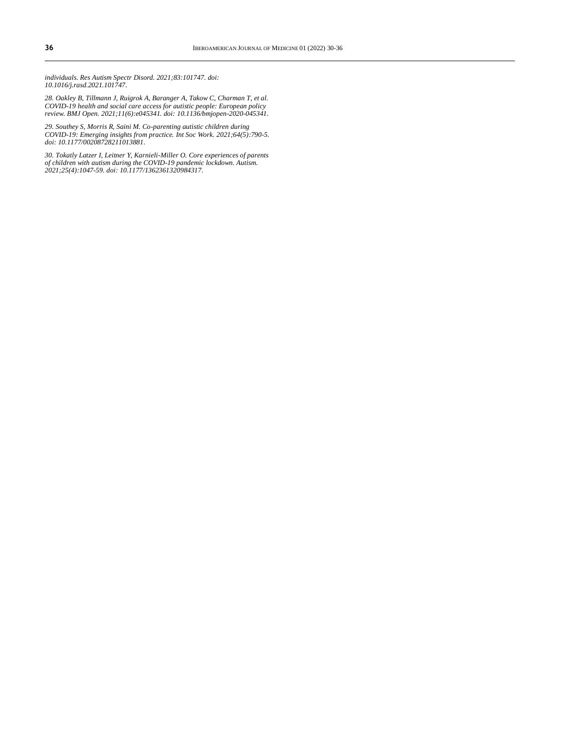*individuals. Res Autism Spectr Disord. 2021;83:101747. doi: 10.1016/j.rasd.2021.101747.*

*28. Oakley B, Tillmann J, Ruigrok A, Baranger A, Takow C, Charman T, et al. COVID-19 health and social care access for autistic people: European policy review. BMJ Open. 2021;11(6):e045341. doi: 10.1136/bmjopen-2020-045341.*

*29. Southey S, Morris R, Saini M. Co-parenting autistic children during COVID-19: Emerging insights from practice. Int Soc Work. 2021;64(5):790-5. doi: 10.1177/00208728211013881.*

*30. Tokatly Latzer I, Leitner Y, Karnieli-Miller O. Core experiences of parents of children with autism during the COVID-19 pandemic lockdown. Autism. 2021;25(4):1047-59. doi: 10.1177/1362361320984317.*